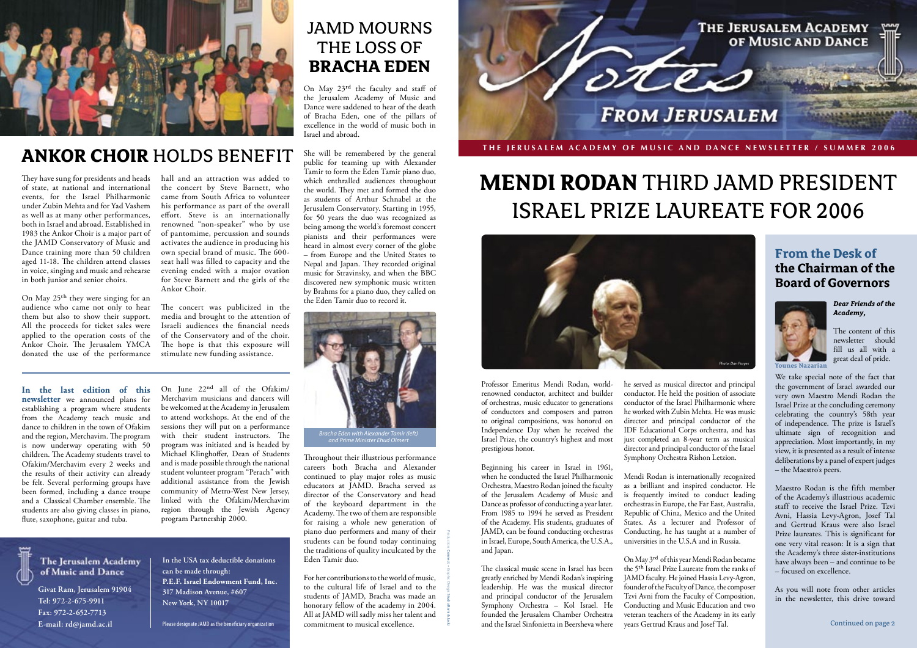# THE JERUSALEM ACADEMY OF MUSIC AND DANCE

# Notes FROM JERUSALEM

**THE JERUSALEM ACADEMY OF MUSIC AND DANCE NEWSLETTER / SUMMER 2006**

# MENDI RODAN THIRD JAMD PRESIDENT ISRAEL PRIZE LAUREATE FOR 2006

Photo: Dan Porges

Professor Emeritus Mendi Rodan, world-renowned conductor, architect and builder of orchestras, music educator to generations of conductors and composers and patron to original compositions, was honored on Independence Day when he received the Israel Prize, the country's highest and most prestigious honor.

Beginning his career in Israel in 1961, when he conducted the Israel Philharmonic Orchestra, Maestro Rodan joined the faculty of the Jerusalem Academy of Music and Dance as professor of conducting a year later. From 1985 to 1994 he served as President of the Academy. His students, graduates of JAMD, can be found conducting orchestras in Israel, Europe, South America, the U.S.A., and Japan.

The classical music scene in Israel has been greatly enriched by Mendi Rodan's inspiring leadership. He was the musical director and principal conductor of the Jerusalem Symphony Orchestra – Kol Israel. He founded the Jerusalem Chamber Orchestra and the Israel Sinfonietta in Beersheva where he served as musical director and principal conductor. He held the position of associate conductor of the Israel Philharmonic where he worked with Zubin Mehta. He was music director and principal conductor of the IDF Educational Corps orchestra, and has just completed an 8-year term as musical director and principal conductor of the Israel Symphony Orchestra Rishon Letzion.

Mendi Rodan is internationally recognized as a brilliant and inspired conductor. He is frequently invited to conduct leading orchestras in Europe, the Far East, Australia, Republic of China, Mexico and the United States. As a lecturer and Professor of Conducting, he has taught at a number of universities in the U.S.A and in Russia.

On May 3rd of this year Mendi Rodan became the 5th Israel Prize Laureate from the ranks of JAMD faculty. He joined Hassia Levy-Agron, founder of the Faculty of Dance, the composer Tzvi Avni from the Faculty of Composition, Conducting and Music Education and two veteran teachers of the Academy in its early years Gertrud Kraus and Josef Tal.

## From the Desk of the Chairman of the Board of Governors

Younes Nazarian

***Dear Friends of the Academy,***

The content of this newsletter should fill us all with a great deal of pride.

We take special note of the fact that the government of Israel awarded our very own Maestro Mendi Rodan the Israel Prize at the concluding ceremony celebrating the country's 58th year of independence. The prize is Israel's ultimate sign of recognition and appreciation. Most importantly, in my view, it is presented as a result of intense deliberations by a panel of expert judges – the Maestro's peers.

Maestro Rodan is the fifth member of the Academy's illustrious academic staff to receive the Israel Prize. Tzvi Avni, Hassia Levy-Agron, Josef Tal and Gertrud Kraus were also Israel Prize laureates. This is significant for one very vital reason: It is a sign that the Academy's three sister-institutions have always been – and continue to be – focused on excellence.

As you will note from other articles in the newsletter, this drive toward

Continued on page 2

## ANKOR CHOIR HOLDS BENEFIT

They have sung for presidents and heads of state, at national and international events, for the Israel Philharmonic under Zubin Mehta and for Yad Vashem as well as at many other performances, both in Israel and abroad. Established in 1983 the Ankor Choir is a major part of the JAMD Conservatory of Music and Dance training more than 50 children aged 11-18. The children attend classes in voice, singing and music and rehearse in both junior and senior choirs.

On May 25th they were singing for an audience who came not only to hear them but also to show their support. All the proceeds for ticket sales were applied to the operation costs of the Ankor Choir. The Jerusalem YMCA donated the use of the performance hall and an attraction was added to the concert by Steve Barnett, who came from South Africa to volunteer his performance as part of the overall effort. Steve is an internationally renowned "non-speaker" who by use of pantomime, percussion and sounds activates the audience in producing his own special brand of music. The 600-seat hall was filled to capacity and the evening ended with a major ovation for Steve Barnett and the girls of the Ankor Choir.

The concert was publicized in the media and brought to the attention of Israeli audiences the financial needs of the Conservatory and of the choir. The hope is that this exposure will stimulate new funding assistance.

**In the last edition of this newsletter** we announced plans for establishing a program where students from the Academy teach music and dance to children in the town of Ofakim and the region, Merchavim. The program is now underway operating with 50 children. The Academy students travel to Ofakim/Merchavim every 2 weeks and the results of their activity can already be felt. Several performing groups have been formed, including a dance troupe and a Classical Chamber ensemble. The students are also giving classes in piano, flute, saxophone, guitar and tuba.

On June 22nd all of the Ofakim/Merchavim musicians and dancers will be welcomed at the Academy in Jerusalem to attend workshops. At the end of the sessions they will put on a performance with their student instructors. The program was initiated and is headed by Michael Klinghoffer, Dean of Students and is made possible through the national student volunteer program "Perach" with additional assistance from the Jewish community of Metro-West New Jersey, linked with the Ofakim/Merchavim region through the Jewish Agency program Partnership 2000.

## JAMD MOURNS THE LOSS OF BRACHA EDEN

On May 23rd the faculty and staff of the Jerusalem Academy of Music and Dance were saddened to hear of the death of Bracha Eden, one of the pillars of excellence in the world of music both in Israel and abroad.

She will be remembered by the general public for teaming up with Alexander Tamir to form the Eden Tamir piano duo, which enthralled audiences throughout the world. They met and formed the duo as students of Arthur Schnabel at the Jerusalem Conservatory. Starting in 1955, for 50 years the duo was recognized as being among the world's foremost concert pianists and their performances were heard in almost every corner of the globe – from Europe and the United States to Nepal and Japan. They recorded original music for Stravinsky, and when the BBC discovered new symphonic music written by Brahms for a piano duo, they called on the Eden Tamir duo to record it.

*Bracha Eden with Alexander Tamir (left) and Prime Minister Ehud Olmert*

Throughout their illustrious performance careers both Bracha and Alexander continued to play major roles as music educators at JAMD. Bracha served as director of the Conservatory and head of the keyboard department in the Academy. The two of them are responsible for raising a whole new generation of piano duo performers and many of their students can be found today continuing the traditions of quality inculcated by the Eden Tamir duo.

For her contributions to the world of music, to the cultural life of Israel and to the students of JAMD, Bracha was made an honorary fellow of the academy in 2004. All at JAMD will sadly miss her talent and commitment to musical excellence.

**The Jerusalem Academy of Music and Dance**

Givat Ram, Jerusalem 91904
Tel: 972-2-675-9911
Fax: 972-2-652-7713
E-mail: rd@jamd.ac.il

**In the USA tax deductible donations can be made through:**
**P.E.F. Israel Endowment Fund, Inc.**
**317 Madison Avenue, #607**
**New York, NY 10017**

Please designate JAMD as the beneficiary organization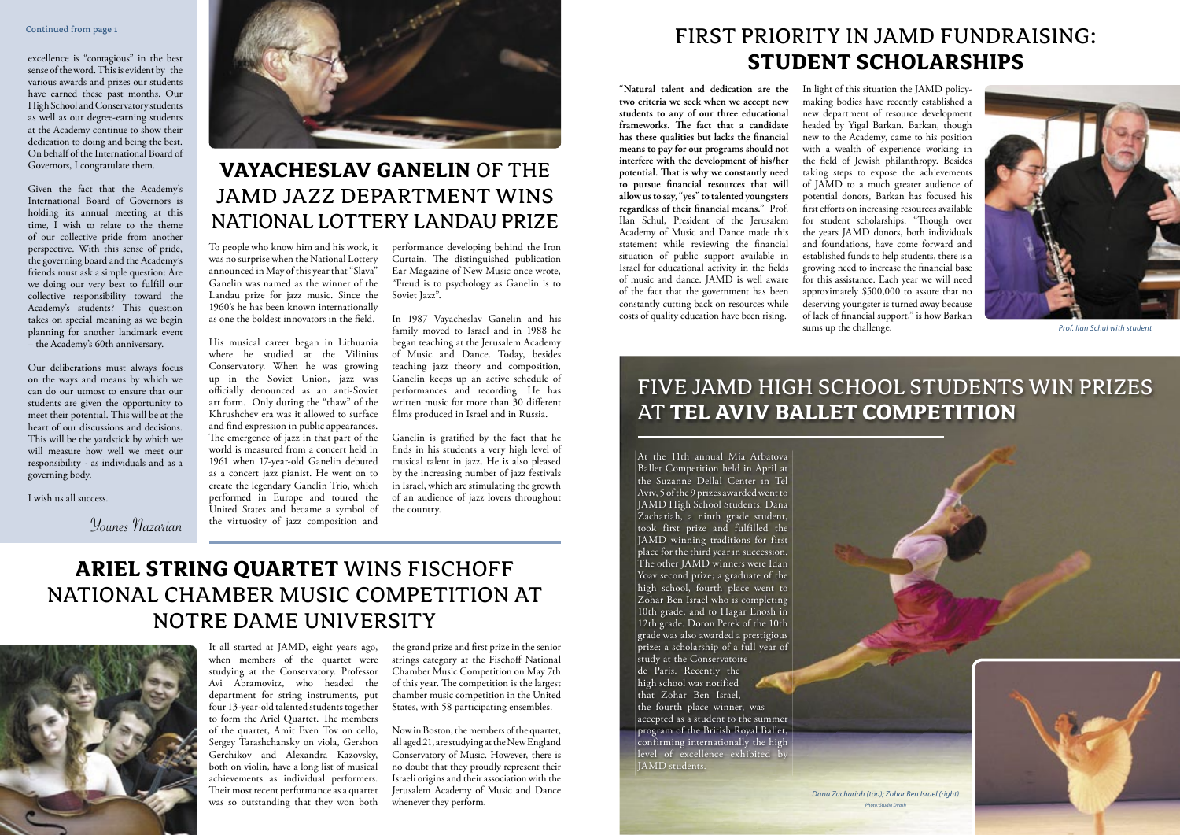Continued from page 1

excellence is "contagious" in the best sense of the word. This is evident by the various awards and prizes our students have earned these past months. Our High School and Conservatory students as well as our degree-earning students at the Academy continue to show their dedication to doing and being the best. On behalf of the International Board of Governors, I congratulate them.

Given the fact that the Academy's International Board of Governors is holding its annual meeting at this time, I wish to relate to the theme of our collective pride from another perspective. With this sense of pride, the governing board and the Academy's friends must ask a simple question: Are we doing our very best to fulfill our collective responsibility toward the Academy's students? This question takes on special meaning as we begin planning for another landmark event – the Academy's 60th anniversary.

Our deliberations must always focus on the ways and means by which we can do our utmost to ensure that our students are given the opportunity to meet their potential. This will be at the heart of our discussions and decisions. This will be the yardstick by which we will measure how well we meet our responsibility - as individuals and as a governing body.

I wish us all success.

*Younes Nazarian*

## **VAYACHESLAV GANELIN** OF THE JAMD JAZZ DEPARTMENT WINS NATIONAL LOTTERY LANDAU PRIZE

To people who know him and his work, it was no surprise when the National Lottery announced in May of this year that "Slava" Ganelin was named as the winner of the Landau prize for jazz music. Since the 1960's he has been known internationally as one the boldest innovators in the field.

His musical career began in Lithuania where he studied at the Vilinius Conservatory. When he was growing up in the Soviet Union, jazz was officially denounced as an anti-Soviet art form. Only during the "thaw" of the Khrushchev era was it allowed to surface and find expression in public appearances. The emergence of jazz in that part of the world is measured from a concert held in 1961 when 17-year-old Ganelin debuted as a concert jazz pianist. He went on to create the legendary Ganelin Trio, which performed in Europe and toured the United States and became a symbol of the virtuosity of jazz composition and performance developing behind the Iron Curtain. The distinguished publication Ear Magazine of New Music once wrote, "Freud is to psychology as Ganelin is to Soviet Jazz".

In 1987 Vayacheslav Ganelin and his family moved to Israel and in 1988 he began teaching at the Jerusalem Academy of Music and Dance. Today, besides teaching jazz theory and composition, Ganelin keeps up an active schedule of performances and recording. He has written music for more than 30 different films produced in Israel and in Russia.

Ganelin is gratified by the fact that he finds in his students a very high level of musical talent in jazz. He is also pleased by the increasing number of jazz festivals in Israel, which are stimulating the growth of an audience of jazz lovers throughout the country.

## **ARIEL STRING QUARTET** WINS FISCHOFF NATIONAL CHAMBER MUSIC COMPETITION AT NOTRE DAME UNIVERSITY

It all started at JAMD, eight years ago, when members of the quartet were studying at the Conservatory. Professor Avi Abramovitz, who headed the department for string instruments, put four 13-year-old talented students together to form the Ariel Quartet. The members of the quartet, Amit Even Tov on cello, Sergey Tarashchansky on viola, Gershon Gerchikov and Alexandra Kazovsky, both on violin, have a long list of musical achievements as individual performers. Their most recent performance as a quartet was so outstanding that they won both the grand prize and first prize in the senior strings category at the Fischoff National Chamber Music Competition on May 7th of this year. The competition is the largest chamber music competition in the United States, with 58 participating ensembles.

Now in Boston, the members of the quartet, all aged 21, are studying at the New England Conservatory of Music. However, there is no doubt that they proudly represent their Israeli origins and their association with the Jerusalem Academy of Music and Dance whenever they perform.

## FIRST PRIORITY IN JAMD FUNDRAISING: **STUDENT SCHOLARSHIPS**

**"Natural talent and dedication are the two criteria we seek when we accept new students to any of our three educational frameworks. The fact that a candidate has these qualities but lacks the financial means to pay for our programs should not interfere with the development of his/her potential. That is why we constantly need to pursue financial resources that will allow us to say, "yes" to talented youngsters regardless of their financial means."** Prof. Ilan Schul, President of the Jerusalem Academy of Music and Dance made this statement while reviewing the financial situation of public support available in Israel for educational activity in the fields of music and dance. JAMD is well aware of the fact that the government has been constantly cutting back on resources while costs of quality education have been rising.

In light of this situation the JAMD policy-making bodies have recently established a new department of resource development headed by Yigal Barkan. Barkan, though new to the Academy, came to his position with a wealth of experience working in the field of Jewish philanthropy. Besides taking steps to expose the achievements of JAMD to a much greater audience of potential donors, Barkan has focused his first efforts on increasing resources available for student scholarships. "Though over the years JAMD donors, both individuals and foundations, have come forward and established funds to help students, there is a growing need to increase the financial base for this assistance. Each year we will need approximately $500,000 to assure that no deserving youngster is turned away because of lack of financial support," is how Barkan sums up the challenge.

*Prof. Ilan Schul with student*

## FIVE JAMD HIGH SCHOOL STUDENTS WIN PRIZES AT **TEL AVIV BALLET COMPETITION**

At the 11th annual Mia Arbatova Ballet Competition held in April at the Suzanne Dellal Center in Tel Aviv, 5 of the 9 prizes awarded went to JAMD High School Students. Dana Zachariah, a ninth grade student, took first prize and fulfilled the JAMD winning traditions for first place for the third year in succession. The other JAMD winners were Idan Yoav second prize; a graduate of the high school, fourth place went to Zohar Ben Israel who is completing 10th grade, and to Hagar Enosh in 12th grade. Doron Perek of the 10th grade was also awarded a prestigious prize: a scholarship of a full year of study at the Conservatoire de Paris. Recently the high school was notified that Zohar Ben Israel, the fourth place winner, was accepted as a student to the summer program of the British Royal Ballet, confirming internationally the high level of excellence exhibited by JAMD students.

*Dana Zachariah (top); Zohar Ben Israel (right)*

*Photo: Studio Dvash*